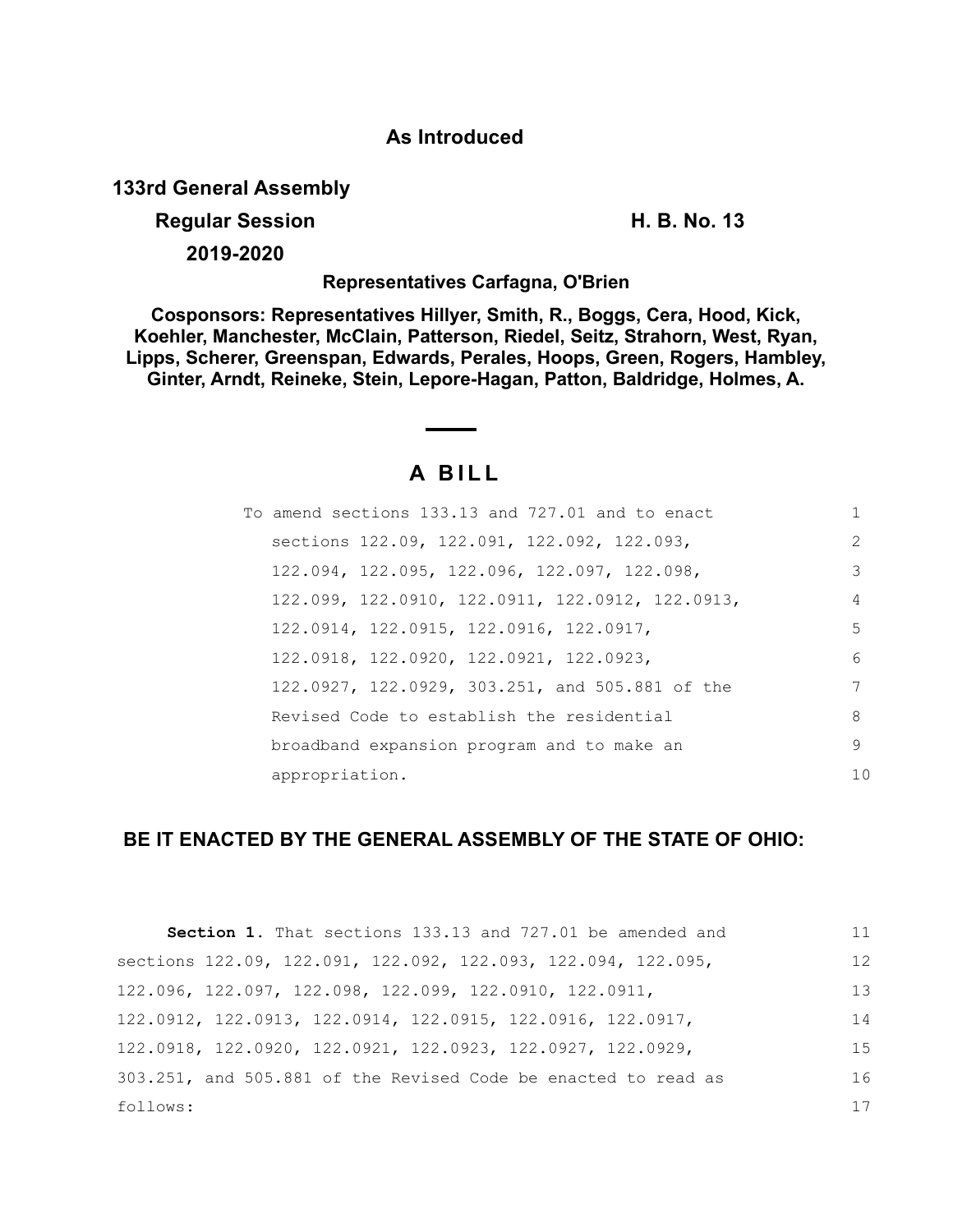**As Introduced**

**133rd General Assembly**

**Regular Session** **H. B. No. 13**

**2019-2020**

**Representatives Carfagna, O'Brien**

**Cosponsors: Representatives Hillyer, Smith, R., Boggs, Cera, Hood, Kick, Koehler, Manchester, McClain, Patterson, Riedel, Seitz, Strahorn, West, Ryan, Lipps, Scherer, Greenspan, Edwards, Perales, Hoops, Green, Rogers, Hambley, Ginter, Arndt, Reineke, Stein, Lepore-Hagan, Patton, Baldridge, Holmes, A.**

# A BILL

To amend sections 133.13 and 727.01 and to enact sections 122.09, 122.091, 122.092, 122.093, 122.094, 122.095, 122.096, 122.097, 122.098, 122.099, 122.0910, 122.0911, 122.0912, 122.0913, 122.0914, 122.0915, 122.0916, 122.0917, 122.0918, 122.0920, 122.0921, 122.0923, 122.0927, 122.0929, 303.251, and 505.881 of the Revised Code to establish the residential broadband expansion program and to make an appropriation.

**BE IT ENACTED BY THE GENERAL ASSEMBLY OF THE STATE OF OHIO:**

**Section 1.** That sections 133.13 and 727.01 be amended and sections 122.09, 122.091, 122.092, 122.093, 122.094, 122.095, 122.096, 122.097, 122.098, 122.099, 122.0910, 122.0911, 122.0912, 122.0913, 122.0914, 122.0915, 122.0916, 122.0917, 122.0918, 122.0920, 122.0921, 122.0923, 122.0927, 122.0929, 303.251, and 505.881 of the Revised Code be enacted to read as follows: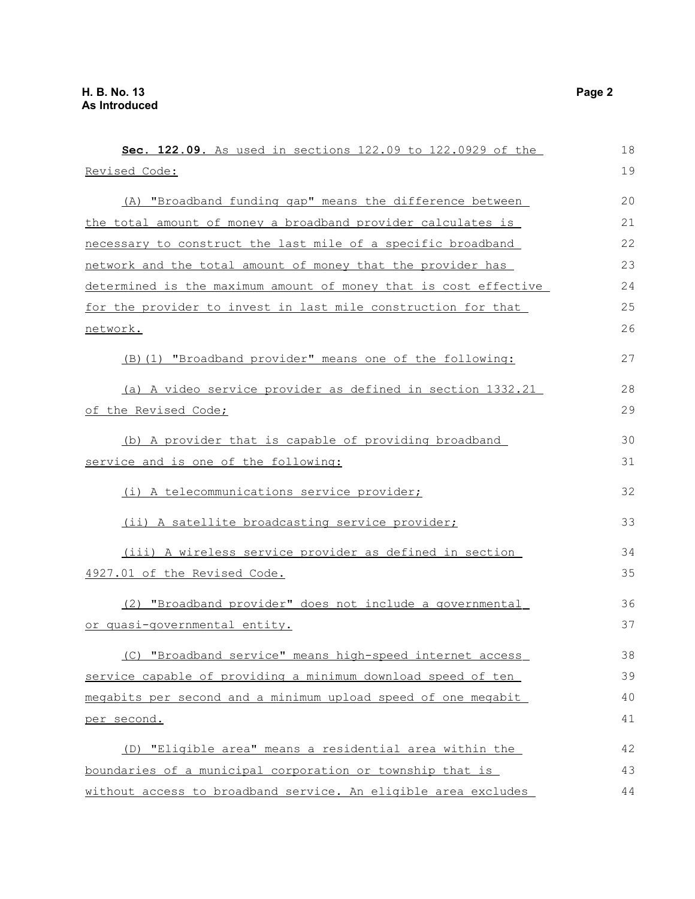**Sec. 122.09.** As used in sections 122.09 to 122.0929 of the Revised Code:

(A) "Broadband funding gap" means the difference between the total amount of money a broadband provider calculates is necessary to construct the last mile of a specific broadband network and the total amount of money that the provider has determined is the maximum amount of money that is cost effective for the provider to invest in last mile construction for that network.

(B)(1) "Broadband provider" means one of the following:

(a) A video service provider as defined in section 1332.21 of the Revised Code;

(b) A provider that is capable of providing broadband service and is one of the following:

(i) A telecommunications service provider;

(ii) A satellite broadcasting service provider;

(iii) A wireless service provider as defined in section 4927.01 of the Revised Code.

(2) "Broadband provider" does not include a governmental or quasi-governmental entity.

(C) "Broadband service" means high-speed internet access service capable of providing a minimum download speed of ten megabits per second and a minimum upload speed of one megabit per second.

(D) "Eligible area" means a residential area within the boundaries of a municipal corporation or township that is without access to broadband service. An eligible area excludes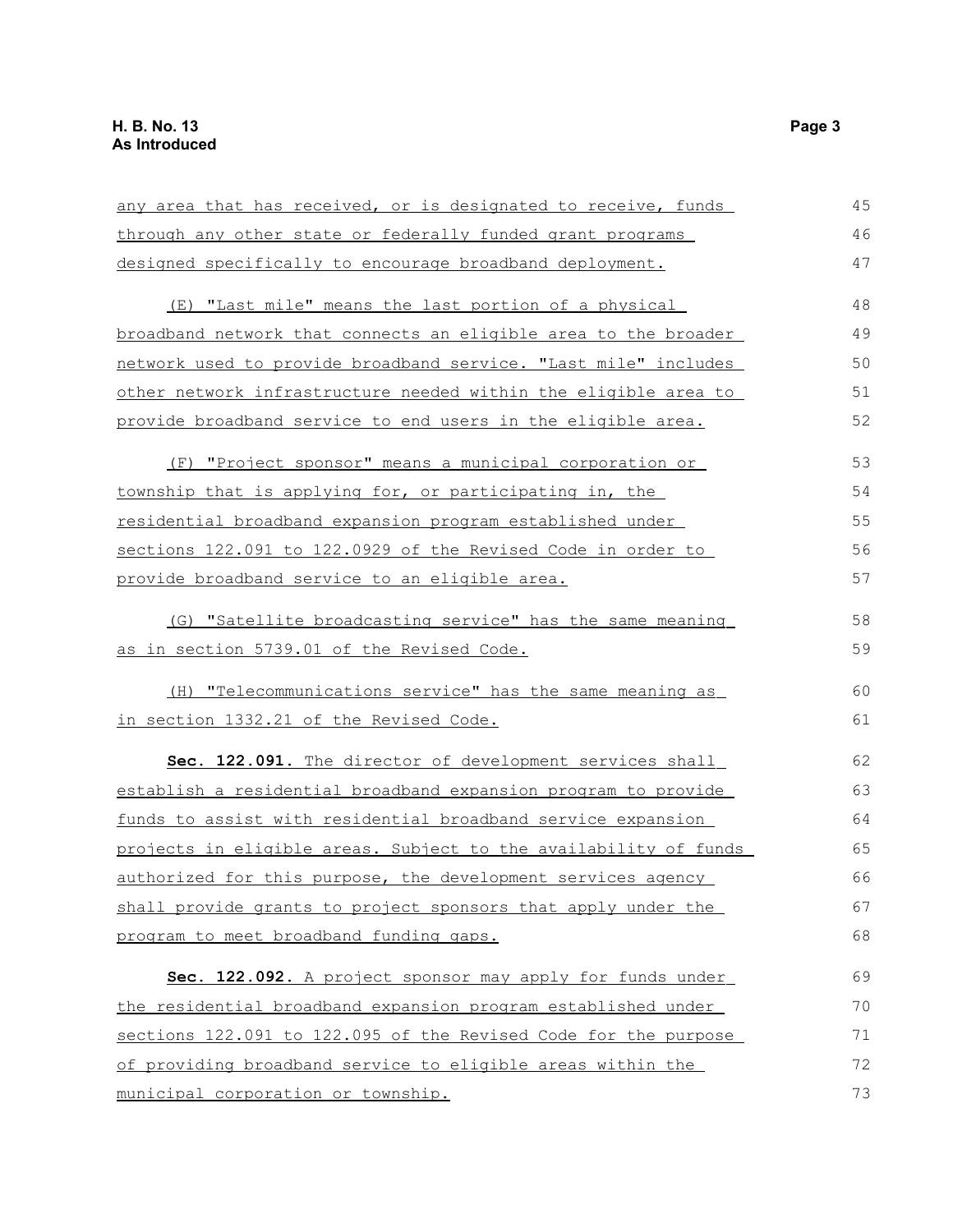any area that has received, or is designated to receive, funds through any other state or federally funded grant programs designed specifically to encourage broadband deployment.

(E) "Last mile" means the last portion of a physical broadband network that connects an eligible area to the broader network used to provide broadband service. "Last mile" includes other network infrastructure needed within the eligible area to provide broadband service to end users in the eligible area.

(F) "Project sponsor" means a municipal corporation or township that is applying for, or participating in, the residential broadband expansion program established under sections 122.091 to 122.0929 of the Revised Code in order to provide broadband service to an eligible area.

(G) "Satellite broadcasting service" has the same meaning as in section 5739.01 of the Revised Code.

(H) "Telecommunications service" has the same meaning as in section 1332.21 of the Revised Code.

**Sec. 122.091.** The director of development services shall establish a residential broadband expansion program to provide funds to assist with residential broadband service expansion projects in eligible areas. Subject to the availability of funds authorized for this purpose, the development services agency shall provide grants to project sponsors that apply under the program to meet broadband funding gaps.

**Sec. 122.092.** A project sponsor may apply for funds under the residential broadband expansion program established under sections 122.091 to 122.095 of the Revised Code for the purpose of providing broadband service to eligible areas within the municipal corporation or township.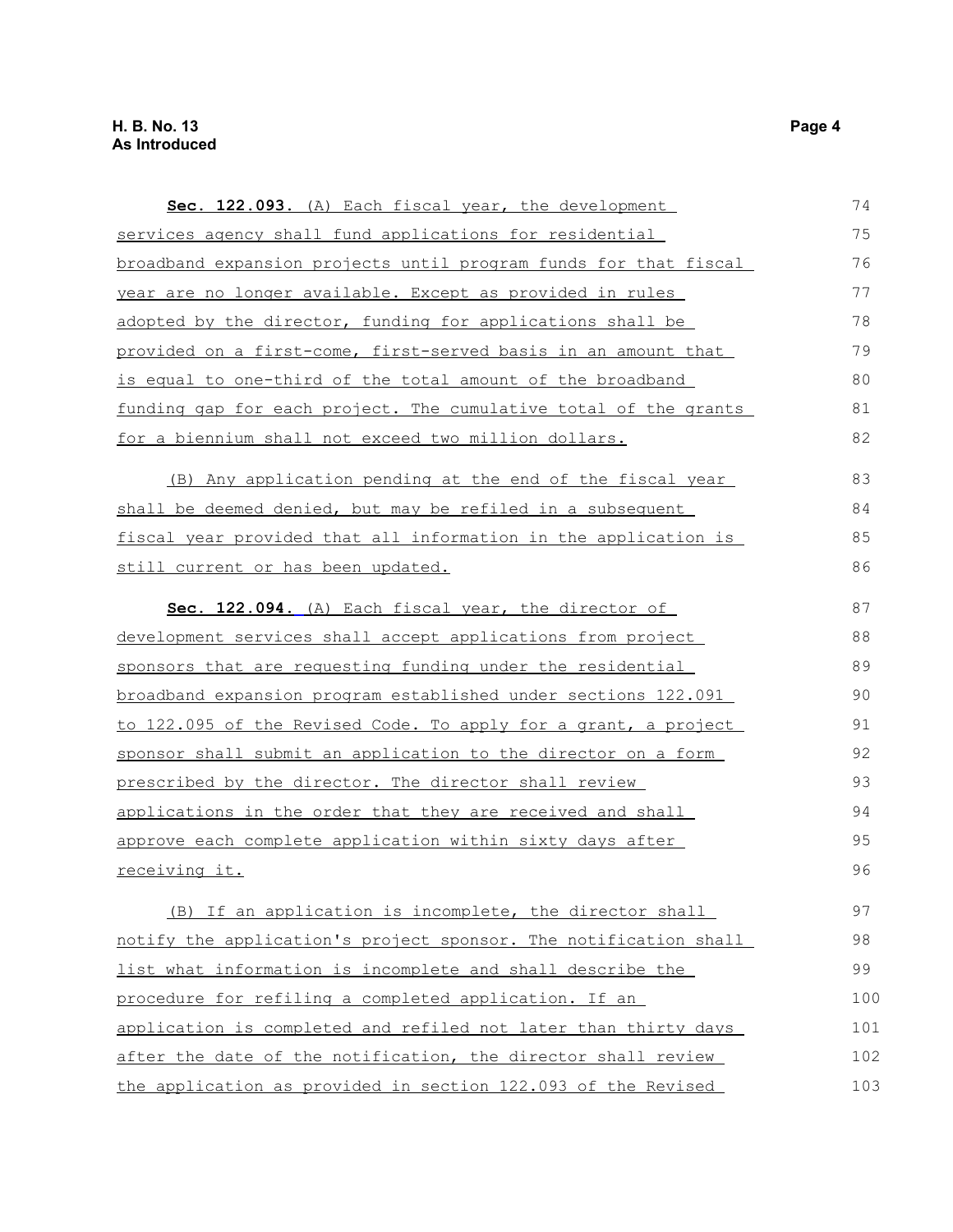**Sec. 122.093.** (A) Each fiscal year, the development services agency shall fund applications for residential broadband expansion projects until program funds for that fiscal year are no longer available. Except as provided in rules adopted by the director, funding for applications shall be provided on a first-come, first-served basis in an amount that is equal to one-third of the total amount of the broadband funding gap for each project. The cumulative total of the grants for a biennium shall not exceed two million dollars.

(B) Any application pending at the end of the fiscal year shall be deemed denied, but may be refiled in a subsequent fiscal year provided that all information in the application is still current or has been updated.

**Sec. 122.094.** (A) Each fiscal year, the director of development services shall accept applications from project sponsors that are requesting funding under the residential broadband expansion program established under sections 122.091 to 122.095 of the Revised Code. To apply for a grant, a project sponsor shall submit an application to the director on a form prescribed by the director. The director shall review applications in the order that they are received and shall approve each complete application within sixty days after receiving it.

(B) If an application is incomplete, the director shall notify the application's project sponsor. The notification shall list what information is incomplete and shall describe the procedure for refiling a completed application. If an application is completed and refiled not later than thirty days after the date of the notification, the director shall review the application as provided in section 122.093 of the Revised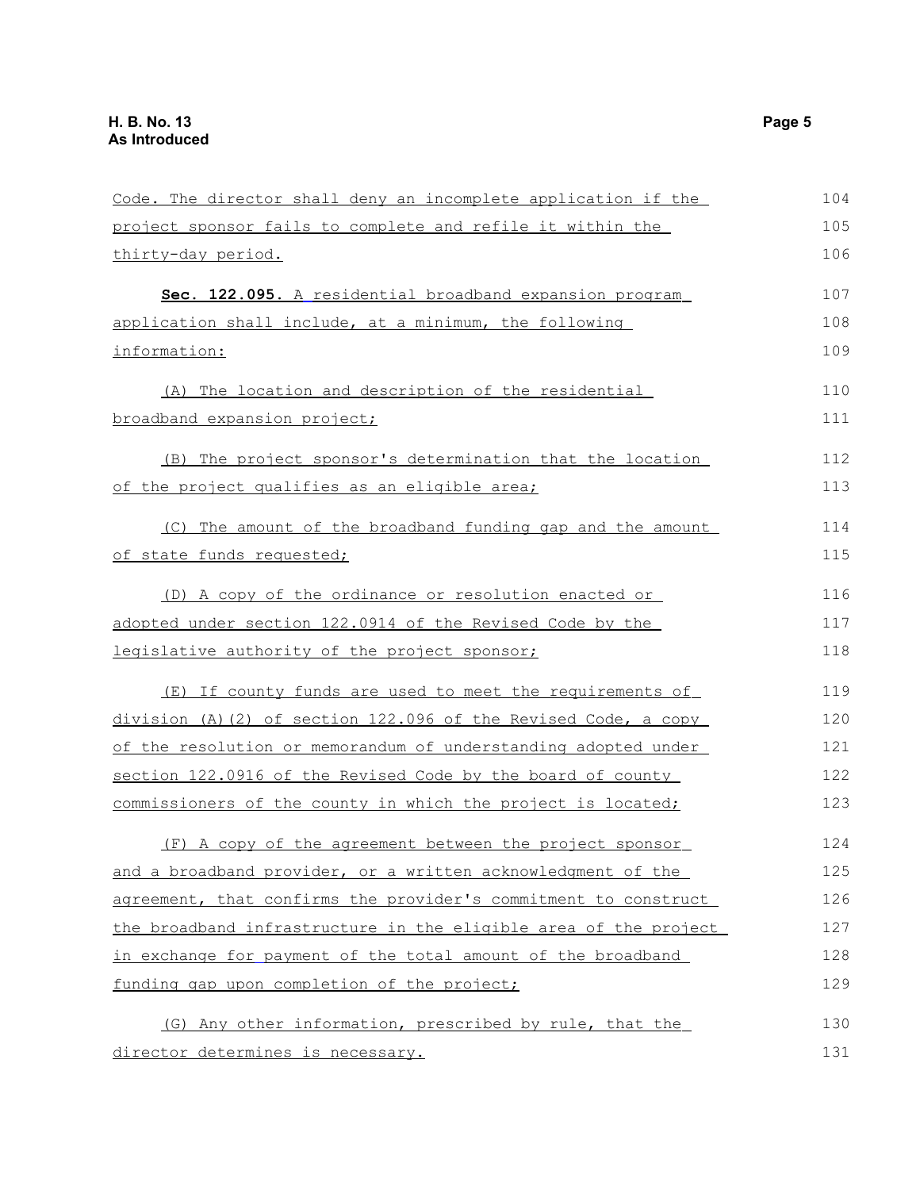Code. The director shall deny an incomplete application if the project sponsor fails to complete and refile it within the thirty-day period.

**Sec. 122.095.** A residential broadband expansion program application shall include, at a minimum, the following information:

(A) The location and description of the residential broadband expansion project;

(B) The project sponsor's determination that the location of the project qualifies as an eligible area;

(C) The amount of the broadband funding gap and the amount of state funds requested;

(D) A copy of the ordinance or resolution enacted or adopted under section 122.0914 of the Revised Code by the legislative authority of the project sponsor;

(E) If county funds are used to meet the requirements of division (A)(2) of section 122.096 of the Revised Code, a copy of the resolution or memorandum of understanding adopted under section 122.0916 of the Revised Code by the board of county commissioners of the county in which the project is located;

(F) A copy of the agreement between the project sponsor and a broadband provider, or a written acknowledgment of the agreement, that confirms the provider's commitment to construct the broadband infrastructure in the eligible area of the project in exchange for payment of the total amount of the broadband funding gap upon completion of the project;

(G) Any other information, prescribed by rule, that the director determines is necessary.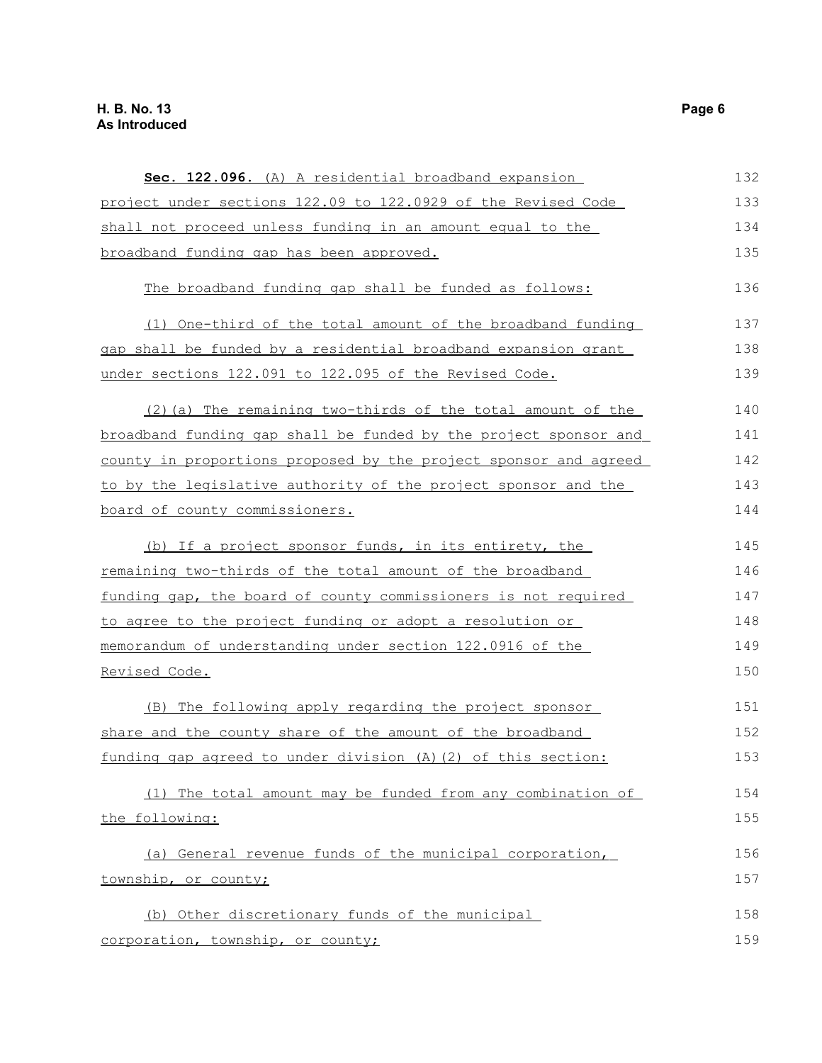**Sec. 122.096.** (A) A residential broadband expansion project under sections 122.09 to 122.0929 of the Revised Code shall not proceed unless funding in an amount equal to the broadband funding gap has been approved.

The broadband funding gap shall be funded as follows:

(1) One-third of the total amount of the broadband funding gap shall be funded by a residential broadband expansion grant under sections 122.091 to 122.095 of the Revised Code.

(2)(a) The remaining two-thirds of the total amount of the broadband funding gap shall be funded by the project sponsor and county in proportions proposed by the project sponsor and agreed to by the legislative authority of the project sponsor and the board of county commissioners.

(b) If a project sponsor funds, in its entirety, the remaining two-thirds of the total amount of the broadband funding gap, the board of county commissioners is not required to agree to the project funding or adopt a resolution or memorandum of understanding under section 122.0916 of the Revised Code.

(B) The following apply regarding the project sponsor share and the county share of the amount of the broadband funding gap agreed to under division (A)(2) of this section:

(1) The total amount may be funded from any combination of the following:

(a) General revenue funds of the municipal corporation, township, or county;

(b) Other discretionary funds of the municipal corporation, township, or county;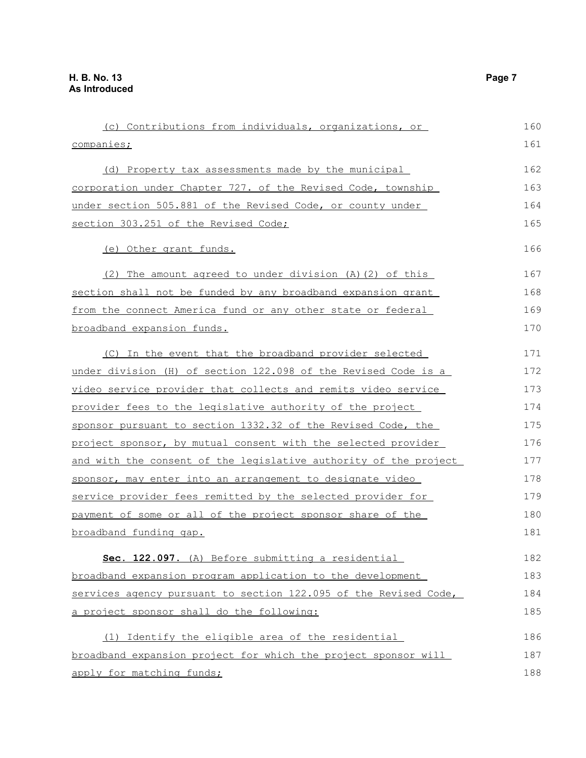(c) Contributions from individuals, organizations, or companies;

(d) Property tax assessments made by the municipal corporation under Chapter 727. of the Revised Code, township under section 505.881 of the Revised Code, or county under section 303.251 of the Revised Code;

(e) Other grant funds.

(2) The amount agreed to under division (A)(2) of this section shall not be funded by any broadband expansion grant from the connect America fund or any other state or federal broadband expansion funds.

(C) In the event that the broadband provider selected under division (H) of section 122.098 of the Revised Code is a video service provider that collects and remits video service provider fees to the legislative authority of the project sponsor pursuant to section 1332.32 of the Revised Code, the project sponsor, by mutual consent with the selected provider and with the consent of the legislative authority of the project sponsor, may enter into an arrangement to designate video service provider fees remitted by the selected provider for payment of some or all of the project sponsor share of the broadband funding gap.

**Sec. 122.097.** (A) Before submitting a residential broadband expansion program application to the development services agency pursuant to section 122.095 of the Revised Code, a project sponsor shall do the following:

(1) Identify the eligible area of the residential broadband expansion project for which the project sponsor will apply for matching funds;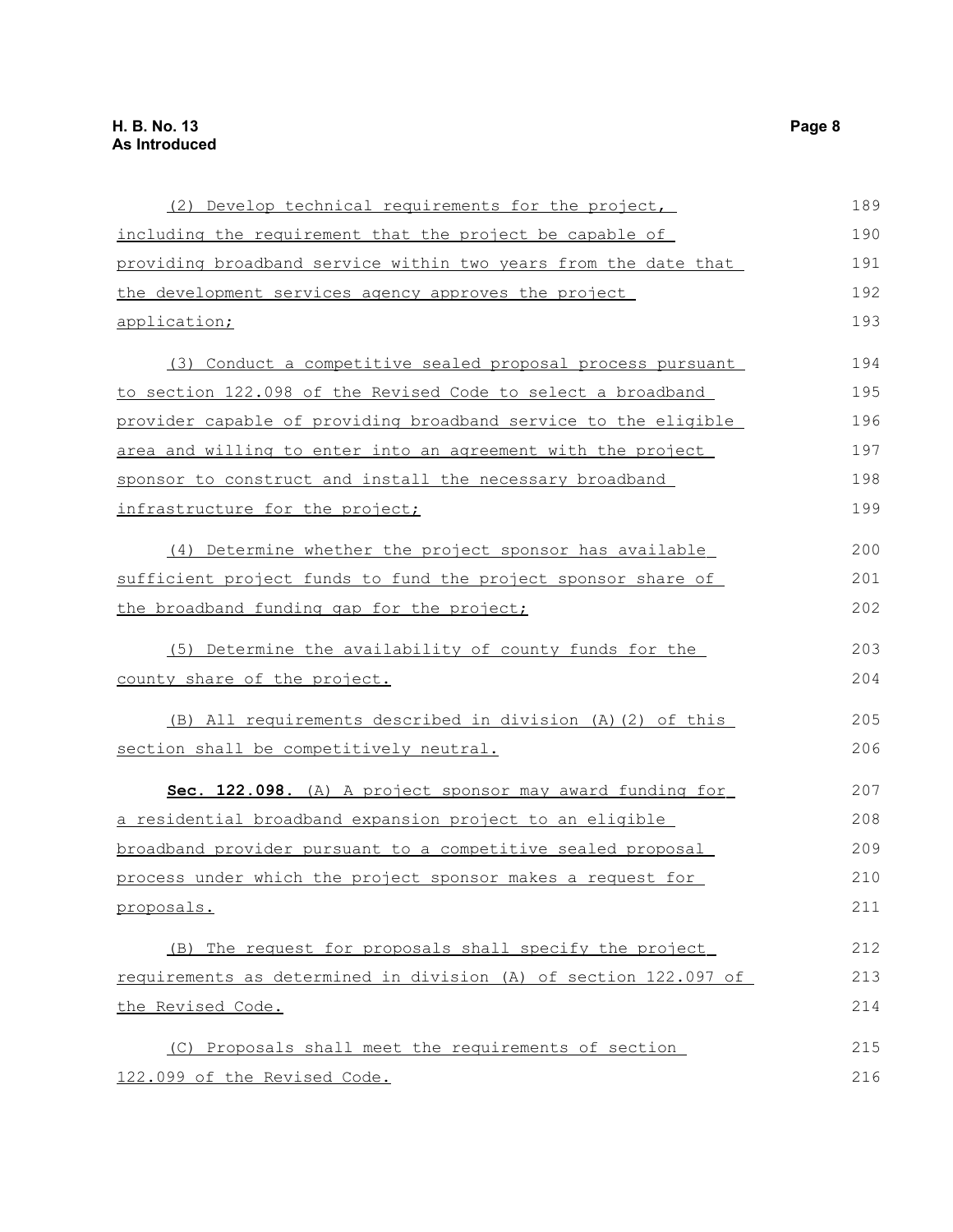(2) Develop technical requirements for the project, including the requirement that the project be capable of providing broadband service within two years from the date that the development services agency approves the project application;

(3) Conduct a competitive sealed proposal process pursuant to section 122.098 of the Revised Code to select a broadband provider capable of providing broadband service to the eligible area and willing to enter into an agreement with the project sponsor to construct and install the necessary broadband infrastructure for the project;

(4) Determine whether the project sponsor has available sufficient project funds to fund the project sponsor share of the broadband funding gap for the project;

(5) Determine the availability of county funds for the county share of the project.

(B) All requirements described in division (A)(2) of this section shall be competitively neutral.

**Sec. 122.098.** (A) A project sponsor may award funding for a residential broadband expansion project to an eligible broadband provider pursuant to a competitive sealed proposal process under which the project sponsor makes a request for proposals.

(B) The request for proposals shall specify the project requirements as determined in division (A) of section 122.097 of the Revised Code.

(C) Proposals shall meet the requirements of section 122.099 of the Revised Code.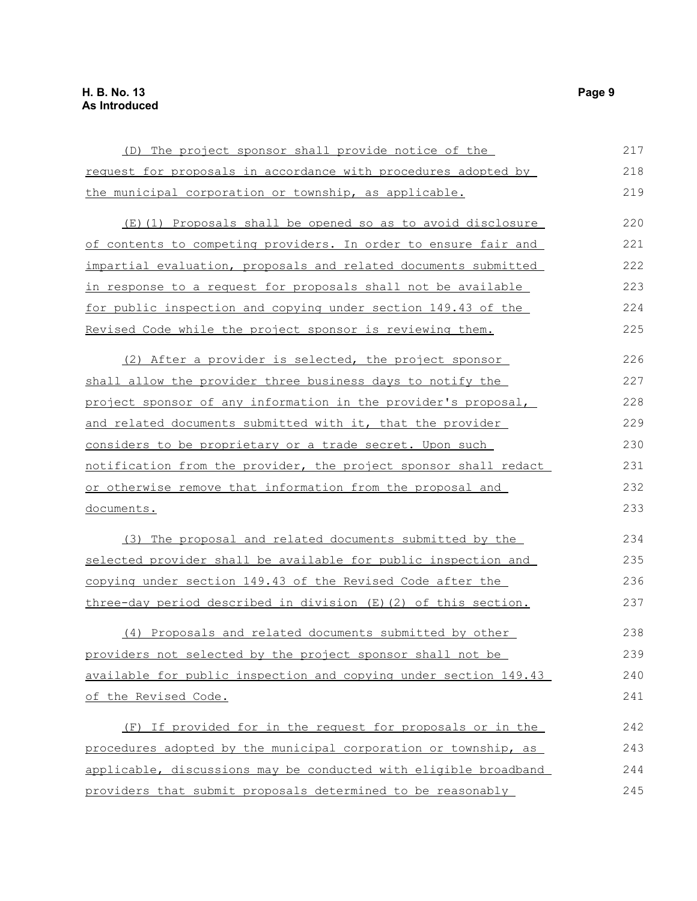(D) The project sponsor shall provide notice of the request for proposals in accordance with procedures adopted by the municipal corporation or township, as applicable.

(E)(1) Proposals shall be opened so as to avoid disclosure of contents to competing providers. In order to ensure fair and impartial evaluation, proposals and related documents submitted in response to a request for proposals shall not be available for public inspection and copying under section 149.43 of the Revised Code while the project sponsor is reviewing them.

(2) After a provider is selected, the project sponsor shall allow the provider three business days to notify the project sponsor of any information in the provider's proposal, and related documents submitted with it, that the provider considers to be proprietary or a trade secret. Upon such notification from the provider, the project sponsor shall redact or otherwise remove that information from the proposal and documents.

(3) The proposal and related documents submitted by the selected provider shall be available for public inspection and copying under section 149.43 of the Revised Code after the three-day period described in division (E)(2) of this section.

(4) Proposals and related documents submitted by other providers not selected by the project sponsor shall not be available for public inspection and copying under section 149.43 of the Revised Code.

(F) If provided for in the request for proposals or in the procedures adopted by the municipal corporation or township, as applicable, discussions may be conducted with eligible broadband providers that submit proposals determined to be reasonably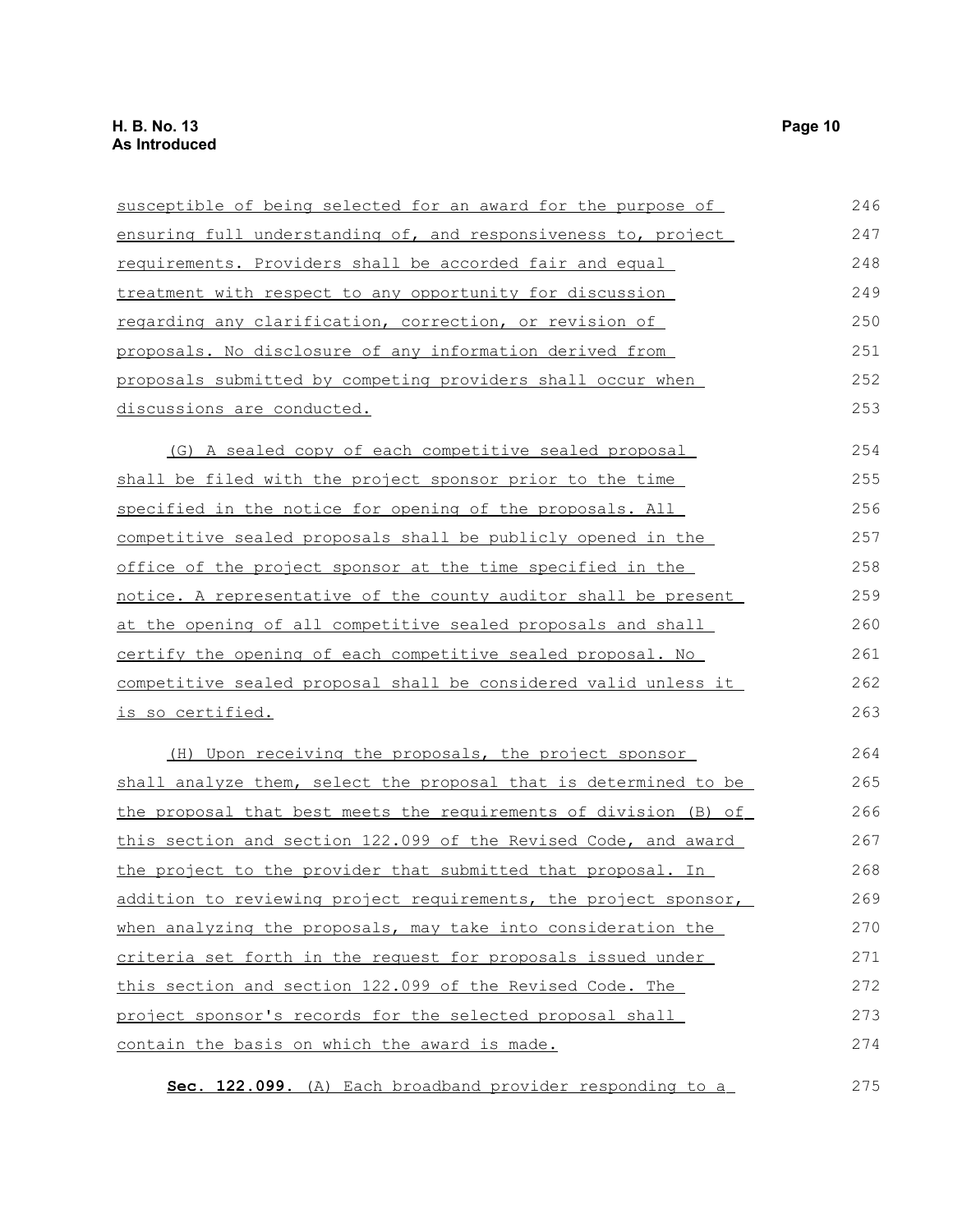susceptible of being selected for an award for the purpose of ensuring full understanding of, and responsiveness to, project requirements. Providers shall be accorded fair and equal treatment with respect to any opportunity for discussion regarding any clarification, correction, or revision of proposals. No disclosure of any information derived from proposals submitted by competing providers shall occur when discussions are conducted.

(G) A sealed copy of each competitive sealed proposal shall be filed with the project sponsor prior to the time specified in the notice for opening of the proposals. All competitive sealed proposals shall be publicly opened in the office of the project sponsor at the time specified in the notice. A representative of the county auditor shall be present at the opening of all competitive sealed proposals and shall certify the opening of each competitive sealed proposal. No competitive sealed proposal shall be considered valid unless it is so certified.

(H) Upon receiving the proposals, the project sponsor shall analyze them, select the proposal that is determined to be the proposal that best meets the requirements of division (B) of this section and section 122.099 of the Revised Code, and award the project to the provider that submitted that proposal. In addition to reviewing project requirements, the project sponsor, when analyzing the proposals, may take into consideration the criteria set forth in the request for proposals issued under this section and section 122.099 of the Revised Code. The project sponsor's records for the selected proposal shall contain the basis on which the award is made.

**Sec. 122.099.** (A) Each broadband provider responding to a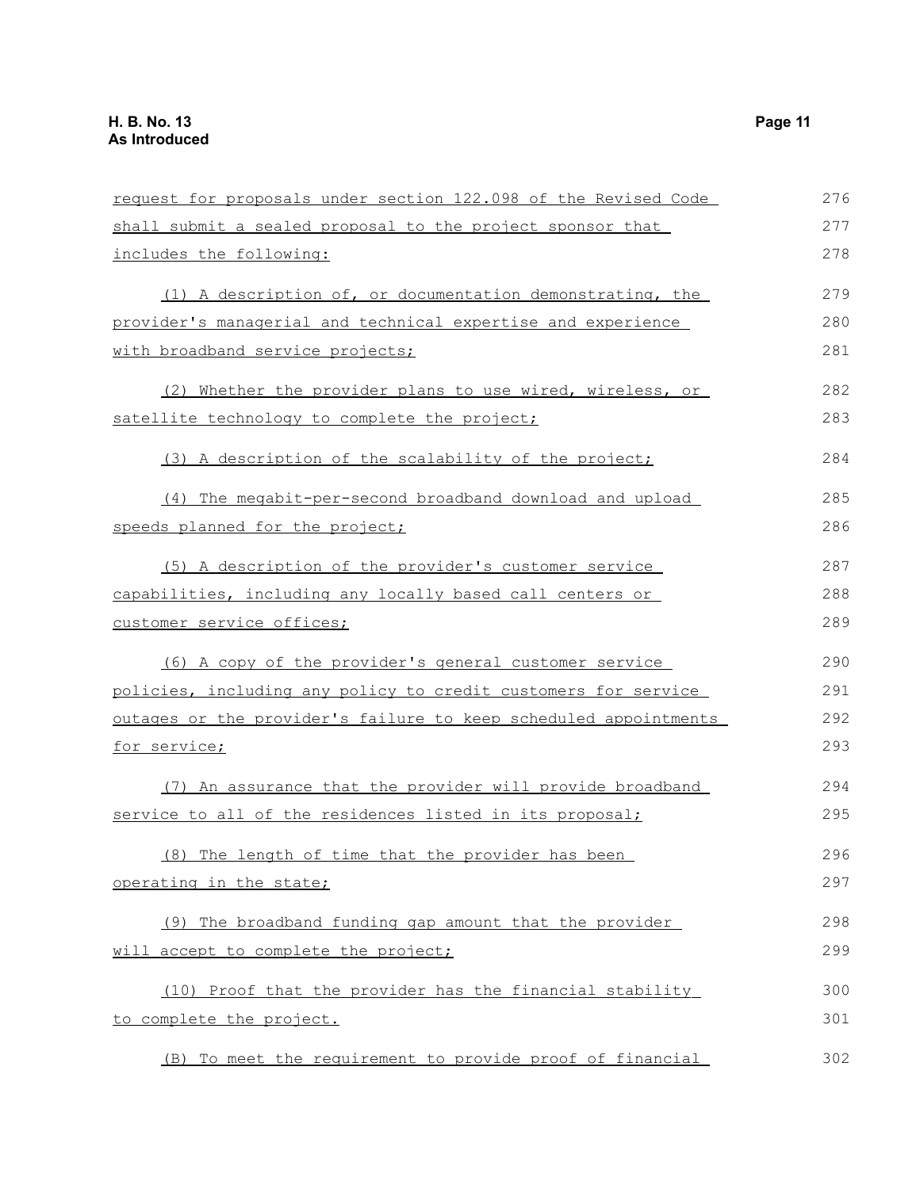request for proposals under section 122.098 of the Revised Code shall submit a sealed proposal to the project sponsor that includes the following:

(1) A description of, or documentation demonstrating, the provider's managerial and technical expertise and experience with broadband service projects;

(2) Whether the provider plans to use wired, wireless, or satellite technology to complete the project;

(3) A description of the scalability of the project;

(4) The megabit-per-second broadband download and upload speeds planned for the project;

(5) A description of the provider's customer service capabilities, including any locally based call centers or customer service offices;

(6) A copy of the provider's general customer service policies, including any policy to credit customers for service outages or the provider's failure to keep scheduled appointments for service;

(7) An assurance that the provider will provide broadband service to all of the residences listed in its proposal;

(8) The length of time that the provider has been operating in the state;

(9) The broadband funding gap amount that the provider will accept to complete the project;

(10) Proof that the provider has the financial stability to complete the project.

(B) To meet the requirement to provide proof of financial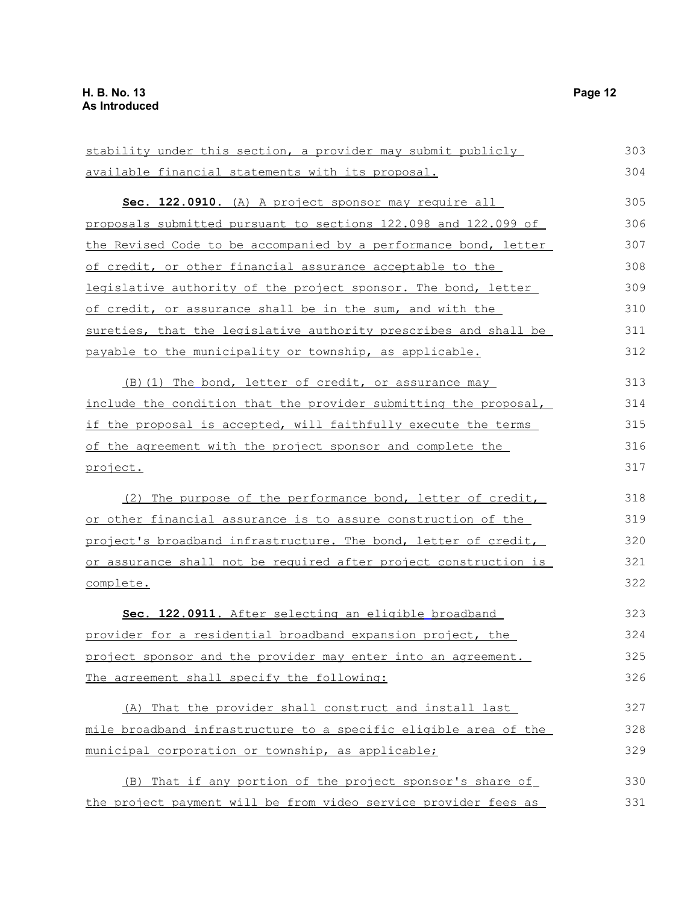stability under this section, a provider may submit publicly available financial statements with its proposal.

**Sec. 122.0910.** (A) A project sponsor may require all proposals submitted pursuant to sections 122.098 and 122.099 of the Revised Code to be accompanied by a performance bond, letter of credit, or other financial assurance acceptable to the legislative authority of the project sponsor. The bond, letter of credit, or assurance shall be in the sum, and with the sureties, that the legislative authority prescribes and shall be payable to the municipality or township, as applicable.

(B)(1) The bond, letter of credit, or assurance may include the condition that the provider submitting the proposal, if the proposal is accepted, will faithfully execute the terms of the agreement with the project sponsor and complete the project.

(2) The purpose of the performance bond, letter of credit, or other financial assurance is to assure construction of the project's broadband infrastructure. The bond, letter of credit, or assurance shall not be required after project construction is complete.

**Sec. 122.0911.** After selecting an eligible broadband provider for a residential broadband expansion project, the project sponsor and the provider may enter into an agreement. The agreement shall specify the following:

(A) That the provider shall construct and install last mile broadband infrastructure to a specific eligible area of the municipal corporation or township, as applicable;

(B) That if any portion of the project sponsor's share of the project payment will be from video service provider fees as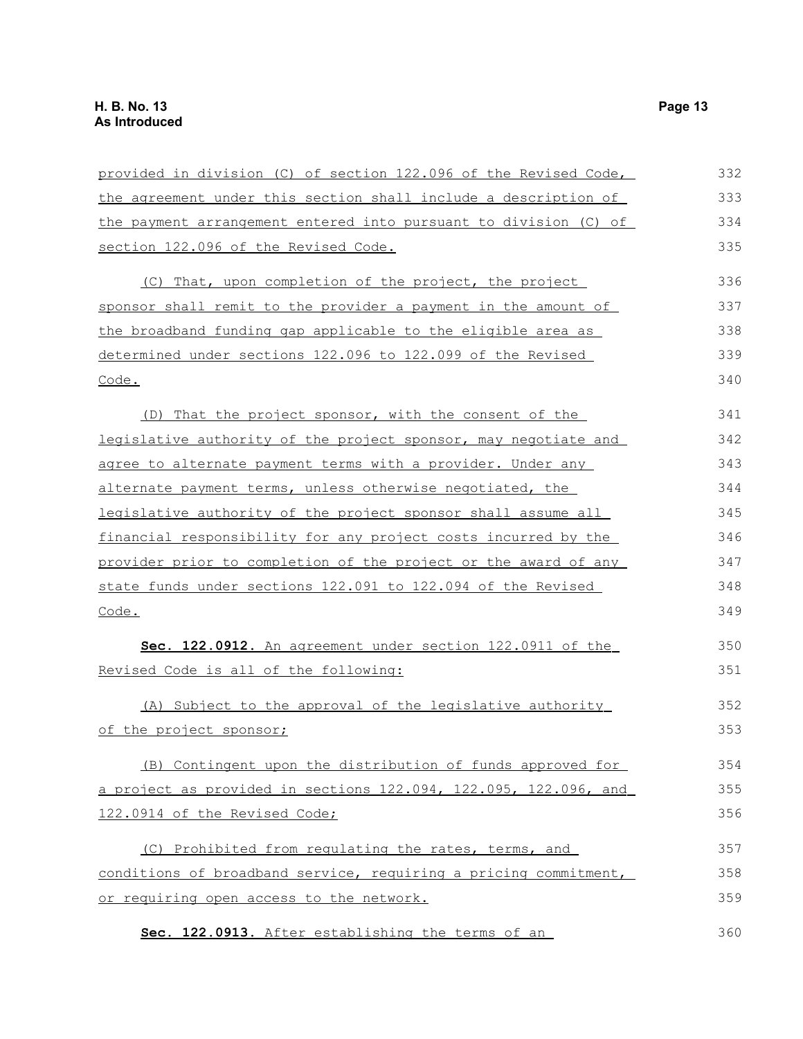provided in division (C) of section 122.096 of the Revised Code, the agreement under this section shall include a description of the payment arrangement entered into pursuant to division (C) of section 122.096 of the Revised Code.

(C) That, upon completion of the project, the project sponsor shall remit to the provider a payment in the amount of the broadband funding gap applicable to the eligible area as determined under sections 122.096 to 122.099 of the Revised Code.

(D) That the project sponsor, with the consent of the legislative authority of the project sponsor, may negotiate and agree to alternate payment terms with a provider. Under any alternate payment terms, unless otherwise negotiated, the legislative authority of the project sponsor shall assume all financial responsibility for any project costs incurred by the provider prior to completion of the project or the award of any state funds under sections 122.091 to 122.094 of the Revised Code.

**Sec. 122.0912.** An agreement under section 122.0911 of the Revised Code is all of the following:

(A) Subject to the approval of the legislative authority of the project sponsor;

(B) Contingent upon the distribution of funds approved for a project as provided in sections 122.094, 122.095, 122.096, and 122.0914 of the Revised Code;

(C) Prohibited from regulating the rates, terms, and conditions of broadband service, requiring a pricing commitment, or requiring open access to the network.

**Sec. 122.0913.** After establishing the terms of an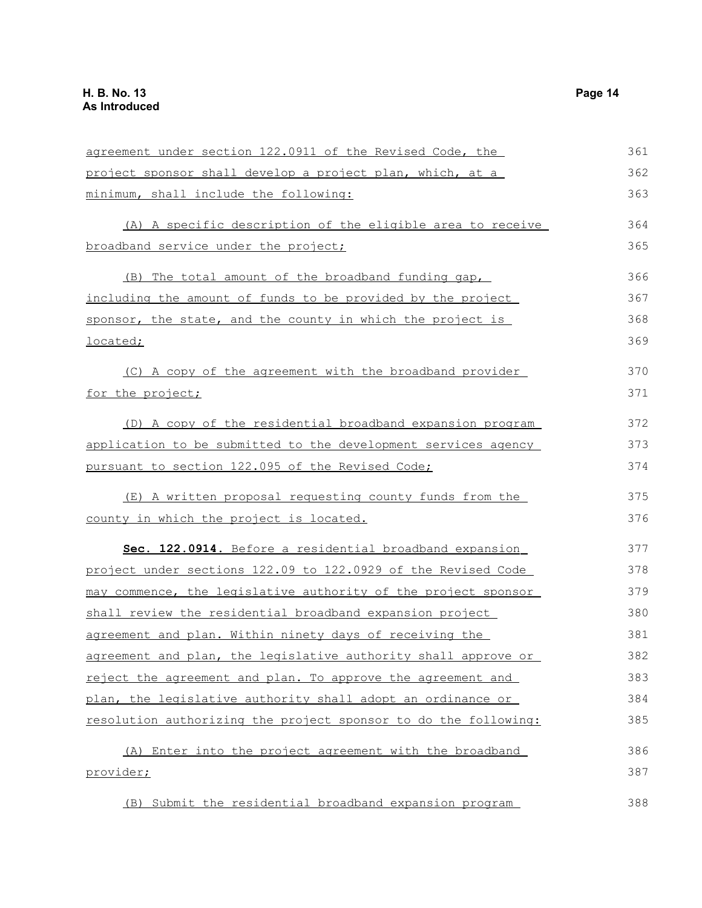agreement under section 122.0911 of the Revised Code, the project sponsor shall develop a project plan, which, at a minimum, shall include the following:

(A) A specific description of the eligible area to receive broadband service under the project;

(B) The total amount of the broadband funding gap, including the amount of funds to be provided by the project sponsor, the state, and the county in which the project is located;

(C) A copy of the agreement with the broadband provider for the project;

(D) A copy of the residential broadband expansion program application to be submitted to the development services agency pursuant to section 122.095 of the Revised Code;

(E) A written proposal requesting county funds from the county in which the project is located.

**Sec. 122.0914.** Before a residential broadband expansion project under sections 122.09 to 122.0929 of the Revised Code may commence, the legislative authority of the project sponsor shall review the residential broadband expansion project agreement and plan. Within ninety days of receiving the agreement and plan, the legislative authority shall approve or reject the agreement and plan. To approve the agreement and plan, the legislative authority shall adopt an ordinance or resolution authorizing the project sponsor to do the following:

(A) Enter into the project agreement with the broadband provider;

(B) Submit the residential broadband expansion program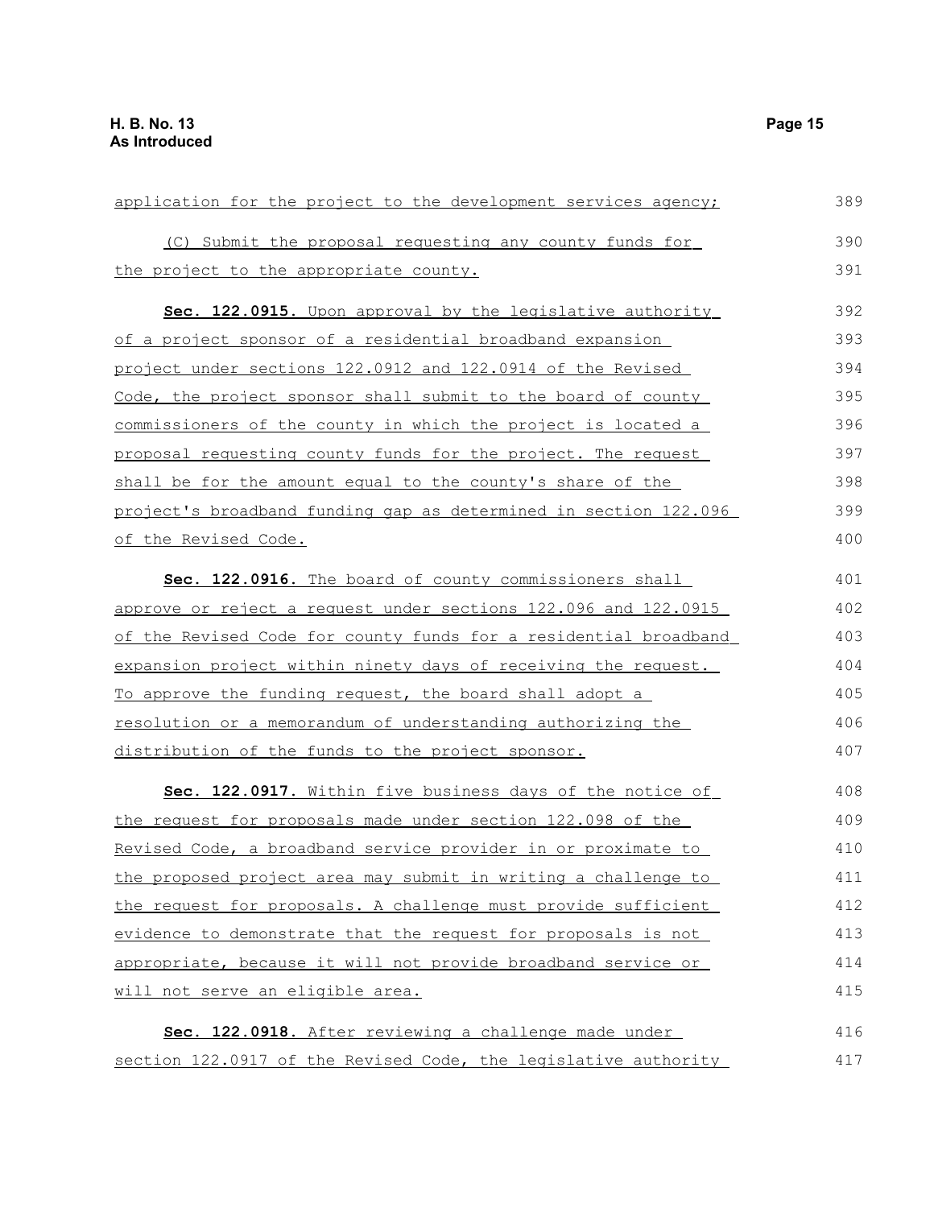application for the project to the development services agency;

(C) Submit the proposal requesting any county funds for the project to the appropriate county.

**Sec. 122.0915.** Upon approval by the legislative authority of a project sponsor of a residential broadband expansion project under sections 122.0912 and 122.0914 of the Revised Code, the project sponsor shall submit to the board of county commissioners of the county in which the project is located a proposal requesting county funds for the project. The request shall be for the amount equal to the county's share of the project's broadband funding gap as determined in section 122.096 of the Revised Code.

**Sec. 122.0916.** The board of county commissioners shall approve or reject a request under sections 122.096 and 122.0915 of the Revised Code for county funds for a residential broadband expansion project within ninety days of receiving the request. To approve the funding request, the board shall adopt a resolution or a memorandum of understanding authorizing the distribution of the funds to the project sponsor.

**Sec. 122.0917.** Within five business days of the notice of the request for proposals made under section 122.098 of the Revised Code, a broadband service provider in or proximate to the proposed project area may submit in writing a challenge to the request for proposals. A challenge must provide sufficient evidence to demonstrate that the request for proposals is not appropriate, because it will not provide broadband service or will not serve an eligible area.

**Sec. 122.0918.** After reviewing a challenge made under section 122.0917 of the Revised Code, the legislative authority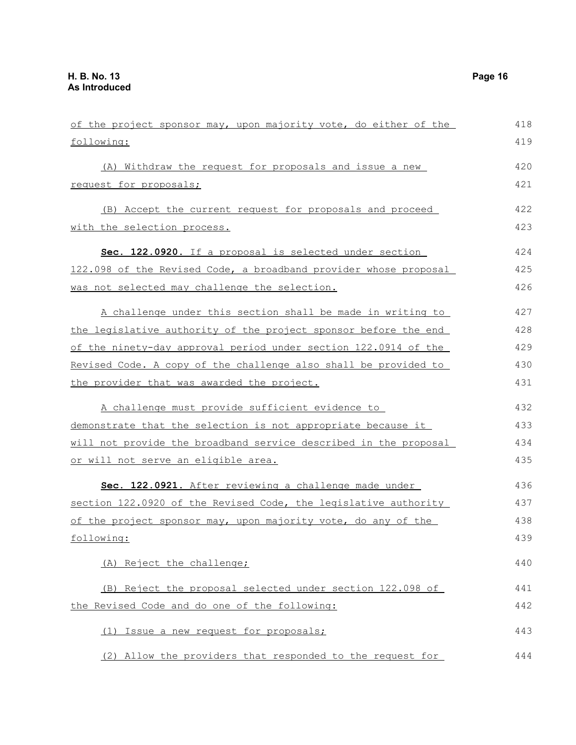of the project sponsor may, upon majority vote, do either of the following:

(A) Withdraw the request for proposals and issue a new request for proposals;

(B) Accept the current request for proposals and proceed with the selection process.

**Sec. 122.0920.** If a proposal is selected under section 122.098 of the Revised Code, a broadband provider whose proposal was not selected may challenge the selection.

A challenge under this section shall be made in writing to the legislative authority of the project sponsor before the end of the ninety-day approval period under section 122.0914 of the Revised Code. A copy of the challenge also shall be provided to the provider that was awarded the project.

A challenge must provide sufficient evidence to demonstrate that the selection is not appropriate because it will not provide the broadband service described in the proposal or will not serve an eligible area.

**Sec. 122.0921.** After reviewing a challenge made under section 122.0920 of the Revised Code, the legislative authority of the project sponsor may, upon majority vote, do any of the following:

(A) Reject the challenge;

(B) Reject the proposal selected under section 122.098 of the Revised Code and do one of the following:

(1) Issue a new request for proposals;

(2) Allow the providers that responded to the request for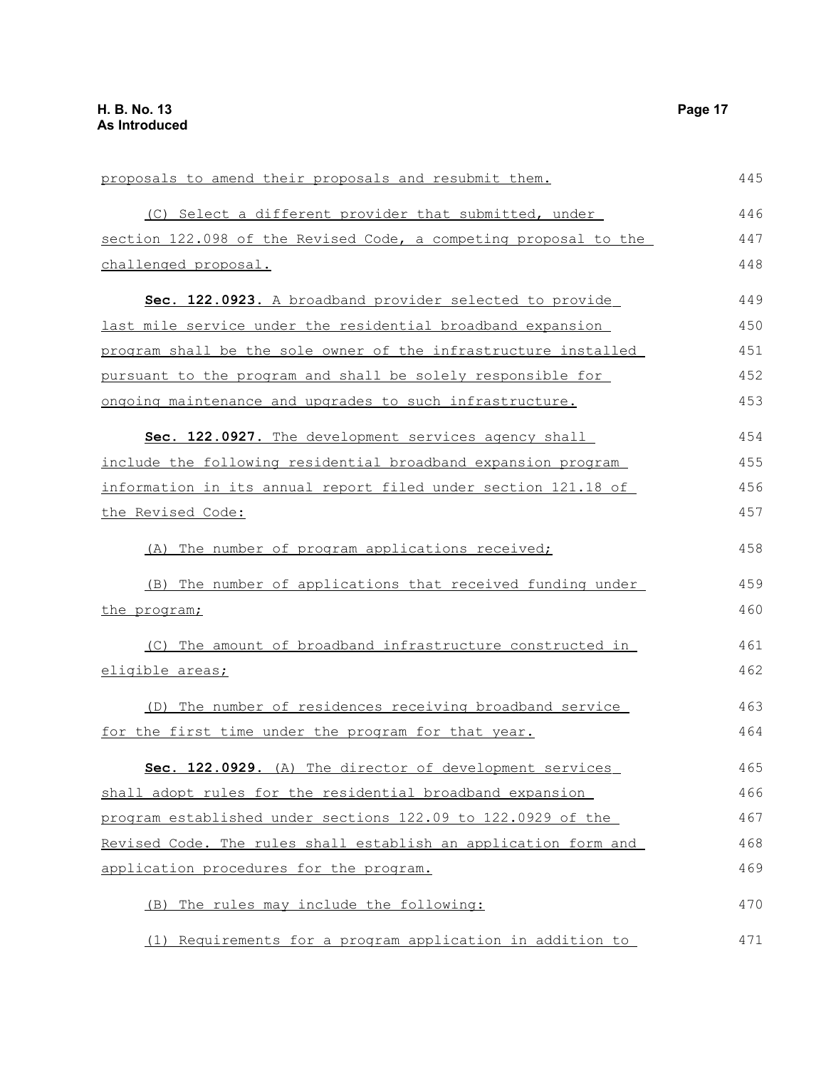proposals to amend their proposals and resubmit them.

(C) Select a different provider that submitted, under section 122.098 of the Revised Code, a competing proposal to the challenged proposal.

**Sec. 122.0923.** A broadband provider selected to provide last mile service under the residential broadband expansion program shall be the sole owner of the infrastructure installed pursuant to the program and shall be solely responsible for ongoing maintenance and upgrades to such infrastructure.

**Sec. 122.0927.** The development services agency shall include the following residential broadband expansion program information in its annual report filed under section 121.18 of the Revised Code:

(A) The number of program applications received;

(B) The number of applications that received funding under the program;

(C) The amount of broadband infrastructure constructed in eligible areas;

(D) The number of residences receiving broadband service for the first time under the program for that year.

**Sec. 122.0929.** (A) The director of development services shall adopt rules for the residential broadband expansion program established under sections 122.09 to 122.0929 of the Revised Code. The rules shall establish an application form and application procedures for the program.

(B) The rules may include the following:

(1) Requirements for a program application in addition to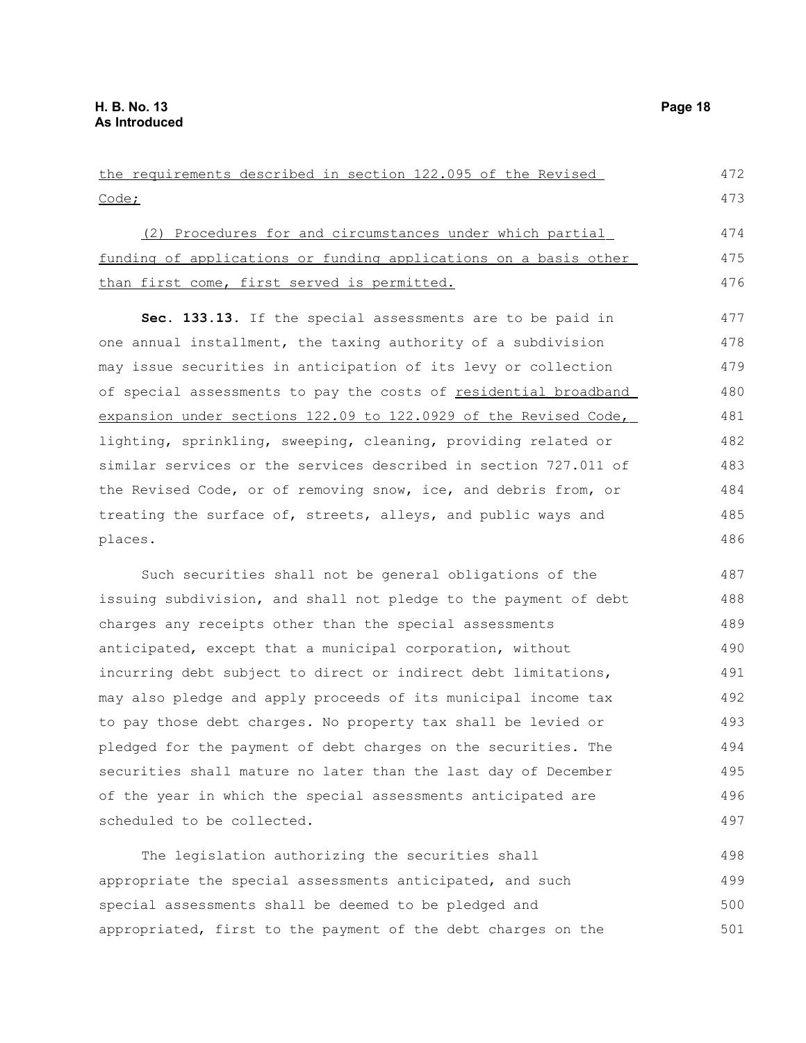the requirements described in section 122.095 of the Revised Code;

(2) Procedures for and circumstances under which partial funding of applications or funding applications on a basis other than first come, first served is permitted.

**Sec. 133.13.** If the special assessments are to be paid in one annual installment, the taxing authority of a subdivision may issue securities in anticipation of its levy or collection of special assessments to pay the costs of residential broadband expansion under sections 122.09 to 122.0929 of the Revised Code, lighting, sprinkling, sweeping, cleaning, providing related or similar services or the services described in section 727.011 of the Revised Code, or of removing snow, ice, and debris from, or treating the surface of, streets, alleys, and public ways and places.

Such securities shall not be general obligations of the issuing subdivision, and shall not pledge to the payment of debt charges any receipts other than the special assessments anticipated, except that a municipal corporation, without incurring debt subject to direct or indirect debt limitations, may also pledge and apply proceeds of its municipal income tax to pay those debt charges. No property tax shall be levied or pledged for the payment of debt charges on the securities. The securities shall mature no later than the last day of December of the year in which the special assessments anticipated are scheduled to be collected.

The legislation authorizing the securities shall appropriate the special assessments anticipated, and such special assessments shall be deemed to be pledged and appropriated, first to the payment of the debt charges on the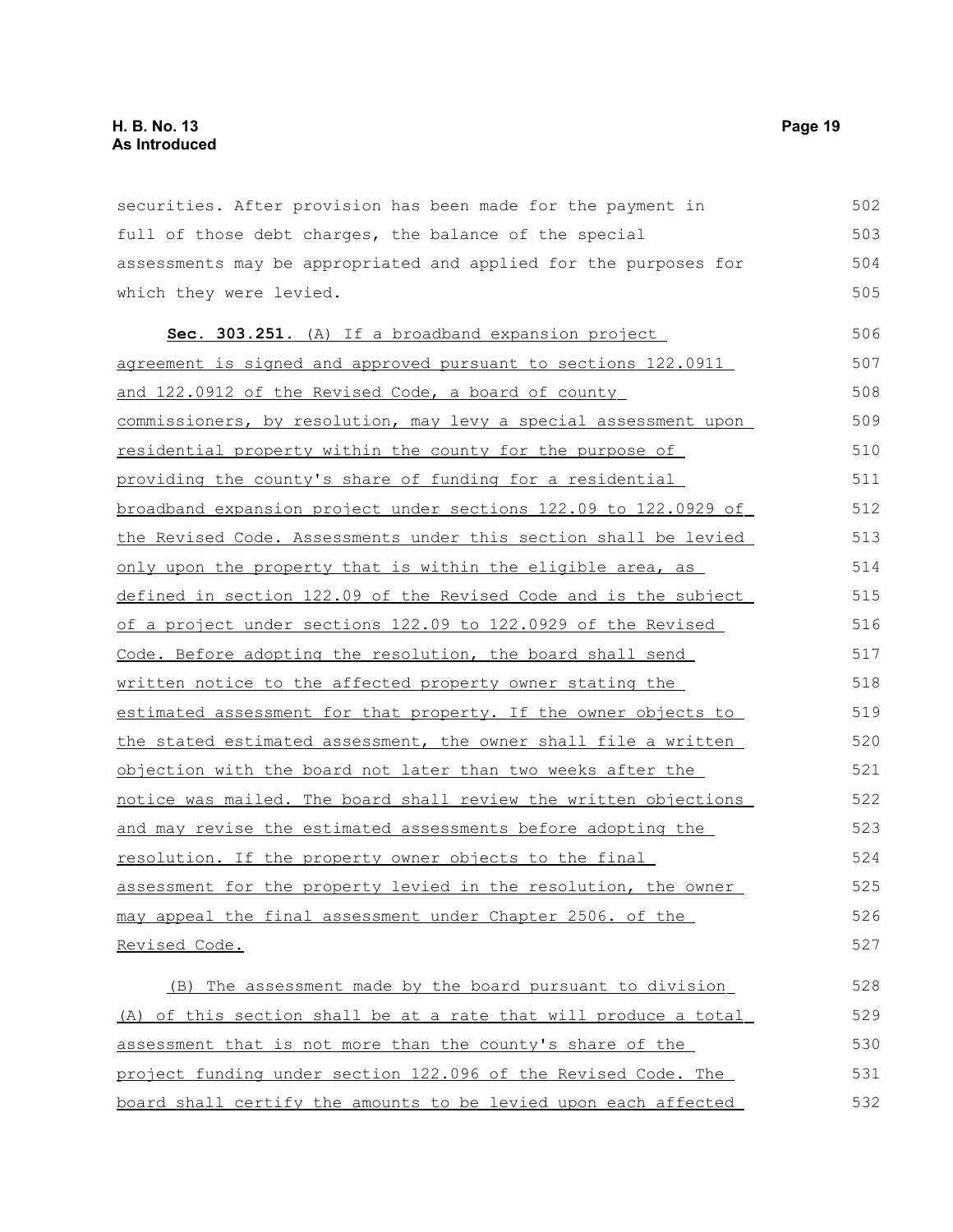securities. After provision has been made for the payment in full of those debt charges, the balance of the special assessments may be appropriated and applied for the purposes for which they were levied.

**Sec. 303.251.** (A) If a broadband expansion project agreement is signed and approved pursuant to sections 122.0911 and 122.0912 of the Revised Code, a board of county commissioners, by resolution, may levy a special assessment upon residential property within the county for the purpose of providing the county's share of funding for a residential broadband expansion project under sections 122.09 to 122.0929 of the Revised Code. Assessments under this section shall be levied only upon the property that is within the eligible area, as defined in section 122.09 of the Revised Code and is the subject of a project under sections 122.09 to 122.0929 of the Revised Code. Before adopting the resolution, the board shall send written notice to the affected property owner stating the estimated assessment for that property. If the owner objects to the stated estimated assessment, the owner shall file a written objection with the board not later than two weeks after the notice was mailed. The board shall review the written objections and may revise the estimated assessments before adopting the resolution. If the property owner objects to the final assessment for the property levied in the resolution, the owner may appeal the final assessment under Chapter 2506. of the Revised Code.

(B) The assessment made by the board pursuant to division (A) of this section shall be at a rate that will produce a total assessment that is not more than the county's share of the project funding under section 122.096 of the Revised Code. The board shall certify the amounts to be levied upon each affected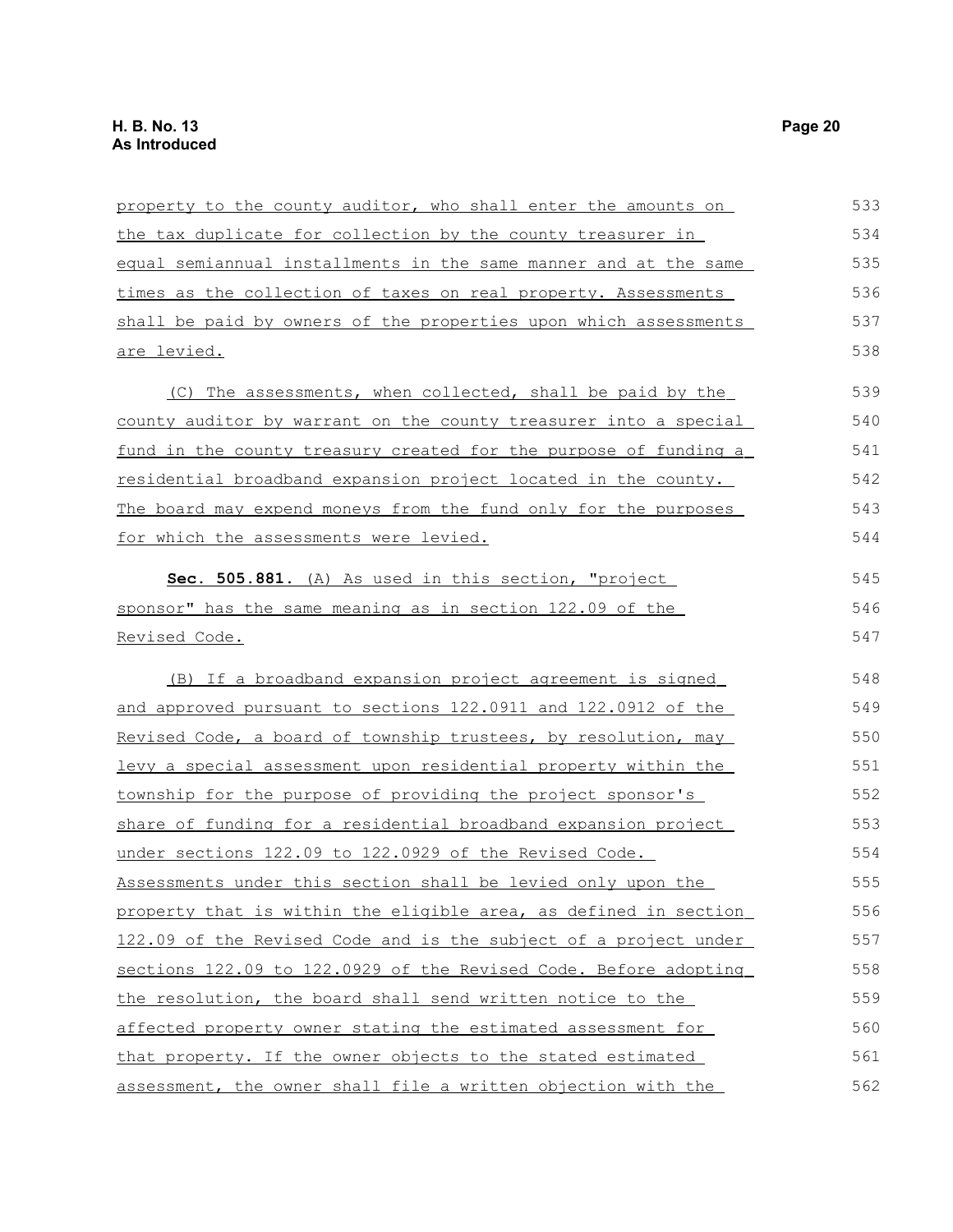property to the county auditor, who shall enter the amounts on the tax duplicate for collection by the county treasurer in equal semiannual installments in the same manner and at the same times as the collection of taxes on real property. Assessments shall be paid by owners of the properties upon which assessments are levied.

(C) The assessments, when collected, shall be paid by the county auditor by warrant on the county treasurer into a special fund in the county treasury created for the purpose of funding a residential broadband expansion project located in the county. The board may expend moneys from the fund only for the purposes for which the assessments were levied.

**Sec. 505.881.** (A) As used in this section, "project sponsor" has the same meaning as in section 122.09 of the Revised Code.

(B) If a broadband expansion project agreement is signed and approved pursuant to sections 122.0911 and 122.0912 of the Revised Code, a board of township trustees, by resolution, may levy a special assessment upon residential property within the township for the purpose of providing the project sponsor's share of funding for a residential broadband expansion project under sections 122.09 to 122.0929 of the Revised Code. Assessments under this section shall be levied only upon the property that is within the eligible area, as defined in section 122.09 of the Revised Code and is the subject of a project under sections 122.09 to 122.0929 of the Revised Code. Before adopting the resolution, the board shall send written notice to the affected property owner stating the estimated assessment for that property. If the owner objects to the stated estimated assessment, the owner shall file a written objection with the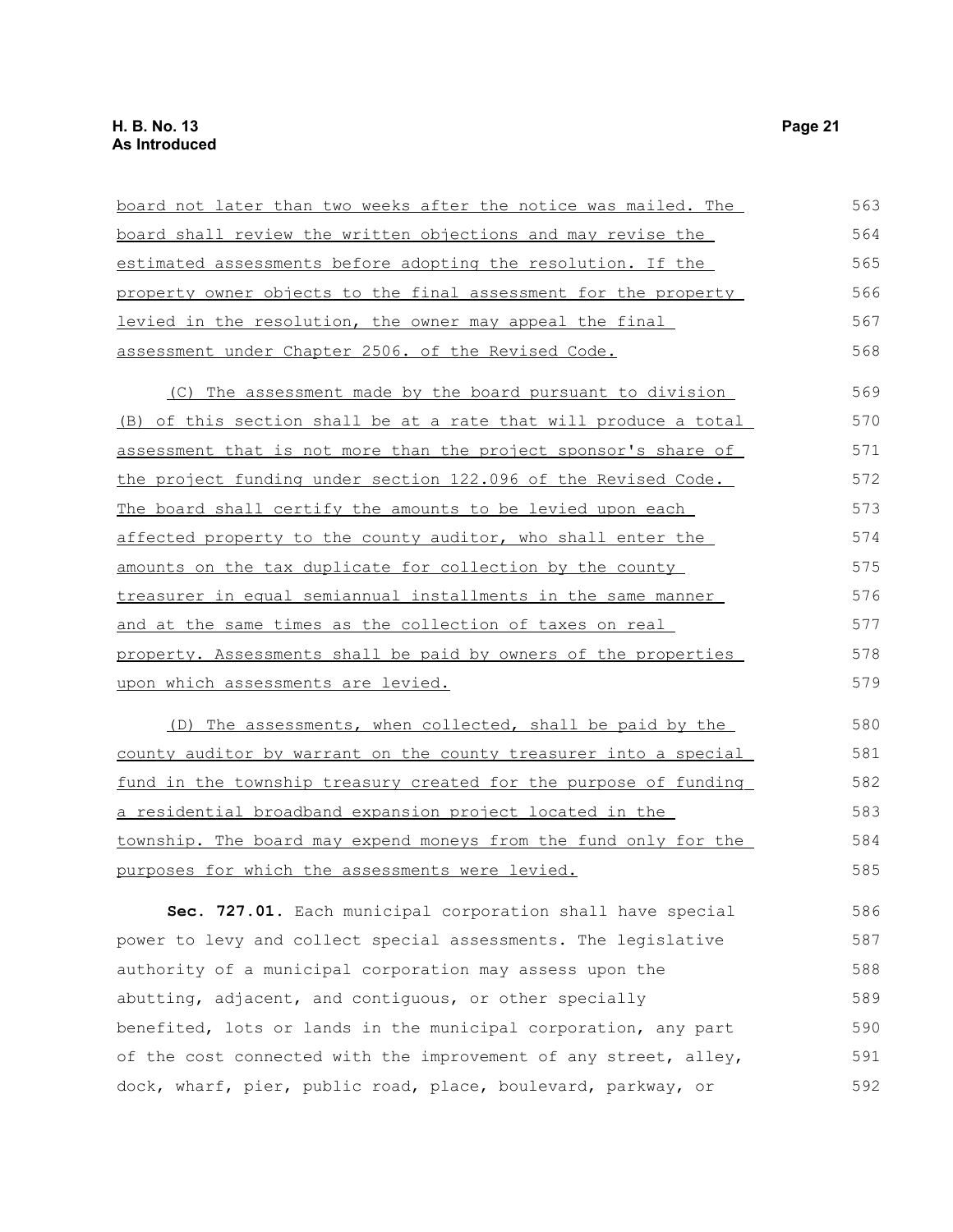board not later than two weeks after the notice was mailed. The board shall review the written objections and may revise the estimated assessments before adopting the resolution. If the property owner objects to the final assessment for the property levied in the resolution, the owner may appeal the final assessment under Chapter 2506. of the Revised Code.

(C) The assessment made by the board pursuant to division (B) of this section shall be at a rate that will produce a total assessment that is not more than the project sponsor's share of the project funding under section 122.096 of the Revised Code. The board shall certify the amounts to be levied upon each affected property to the county auditor, who shall enter the amounts on the tax duplicate for collection by the county treasurer in equal semiannual installments in the same manner and at the same times as the collection of taxes on real property. Assessments shall be paid by owners of the properties upon which assessments are levied.

(D) The assessments, when collected, shall be paid by the county auditor by warrant on the county treasurer into a special fund in the township treasury created for the purpose of funding a residential broadband expansion project located in the township. The board may expend moneys from the fund only for the purposes for which the assessments were levied.

**Sec. 727.01.** Each municipal corporation shall have special power to levy and collect special assessments. The legislative authority of a municipal corporation may assess upon the abutting, adjacent, and contiguous, or other specially benefited, lots or lands in the municipal corporation, any part of the cost connected with the improvement of any street, alley, dock, wharf, pier, public road, place, boulevard, parkway, or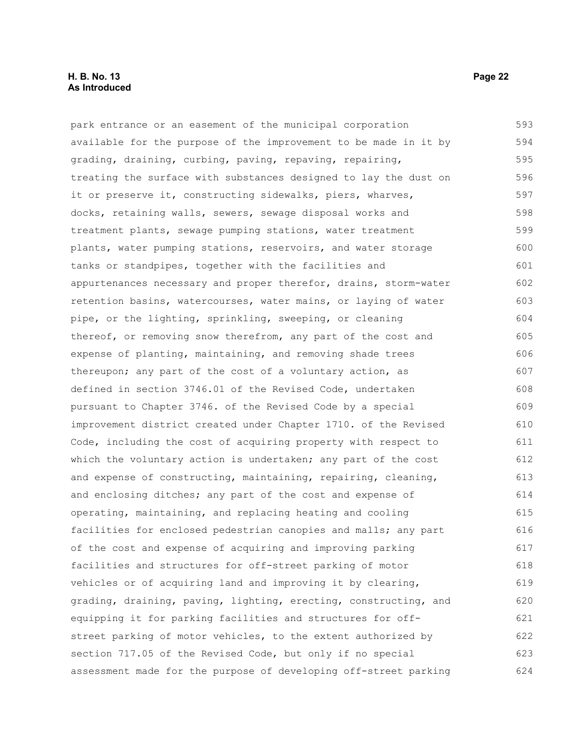park entrance or an easement of the municipal corporation available for the purpose of the improvement to be made in it by grading, draining, curbing, paving, repaving, repairing, treating the surface with substances designed to lay the dust on it or preserve it, constructing sidewalks, piers, wharves, docks, retaining walls, sewers, sewage disposal works and treatment plants, sewage pumping stations, water treatment plants, water pumping stations, reservoirs, and water storage tanks or standpipes, together with the facilities and appurtenances necessary and proper therefor, drains, storm-water retention basins, watercourses, water mains, or laying of water pipe, or the lighting, sprinkling, sweeping, or cleaning thereof, or removing snow therefrom, any part of the cost and expense of planting, maintaining, and removing shade trees thereupon; any part of the cost of a voluntary action, as defined in section 3746.01 of the Revised Code, undertaken pursuant to Chapter 3746. of the Revised Code by a special improvement district created under Chapter 1710. of the Revised Code, including the cost of acquiring property with respect to which the voluntary action is undertaken; any part of the cost and expense of constructing, maintaining, repairing, cleaning, and enclosing ditches; any part of the cost and expense of operating, maintaining, and replacing heating and cooling facilities for enclosed pedestrian canopies and malls; any part of the cost and expense of acquiring and improving parking facilities and structures for off-street parking of motor vehicles or of acquiring land and improving it by clearing, grading, draining, paving, lighting, erecting, constructing, and equipping it for parking facilities and structures for off-street parking of motor vehicles, to the extent authorized by section 717.05 of the Revised Code, but only if no special assessment made for the purpose of developing off-street parking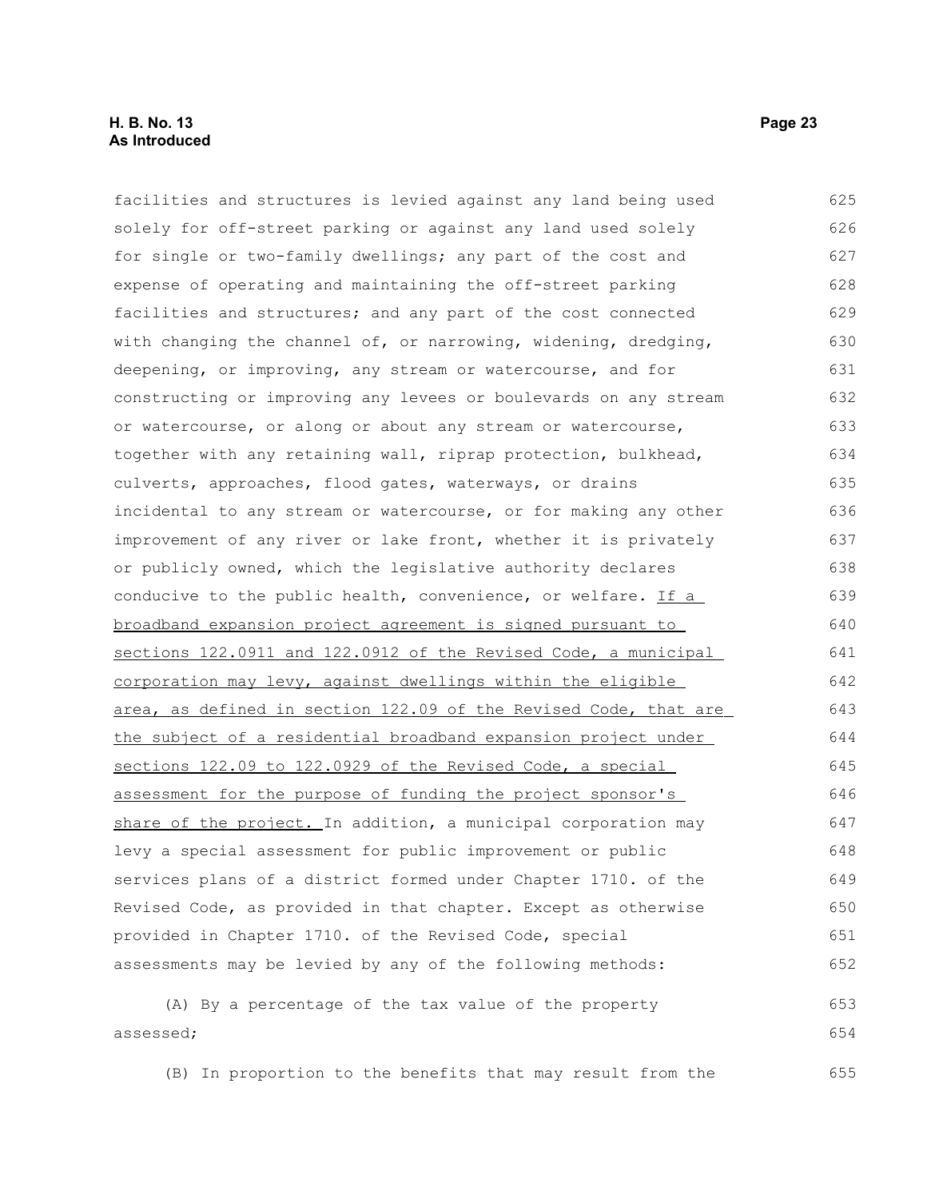facilities and structures is levied against any land being used solely for off-street parking or against any land used solely for single or two-family dwellings; any part of the cost and expense of operating and maintaining the off-street parking facilities and structures; and any part of the cost connected with changing the channel of, or narrowing, widening, dredging, deepening, or improving, any stream or watercourse, and for constructing or improving any levees or boulevards on any stream or watercourse, or along or about any stream or watercourse, together with any retaining wall, riprap protection, bulkhead, culverts, approaches, flood gates, waterways, or drains incidental to any stream or watercourse, or for making any other improvement of any river or lake front, whether it is privately or publicly owned, which the legislative authority declares conducive to the public health, convenience, or welfare. <u>If a broadband expansion project agreement is signed pursuant to sections 122.0911 and 122.0912 of the Revised Code, a municipal corporation may levy, against dwellings within the eligible area, as defined in section 122.09 of the Revised Code, that are the subject of a residential broadband expansion project under sections 122.09 to 122.0929 of the Revised Code, a special assessment for the purpose of funding the project sponsor's share of the project.</u> In addition, a municipal corporation may levy a special assessment for public improvement or public services plans of a district formed under Chapter 1710. of the Revised Code, as provided in that chapter. Except as otherwise provided in Chapter 1710. of the Revised Code, special assessments may be levied by any of the following methods:

(A) By a percentage of the tax value of the property assessed;

(B) In proportion to the benefits that may result from the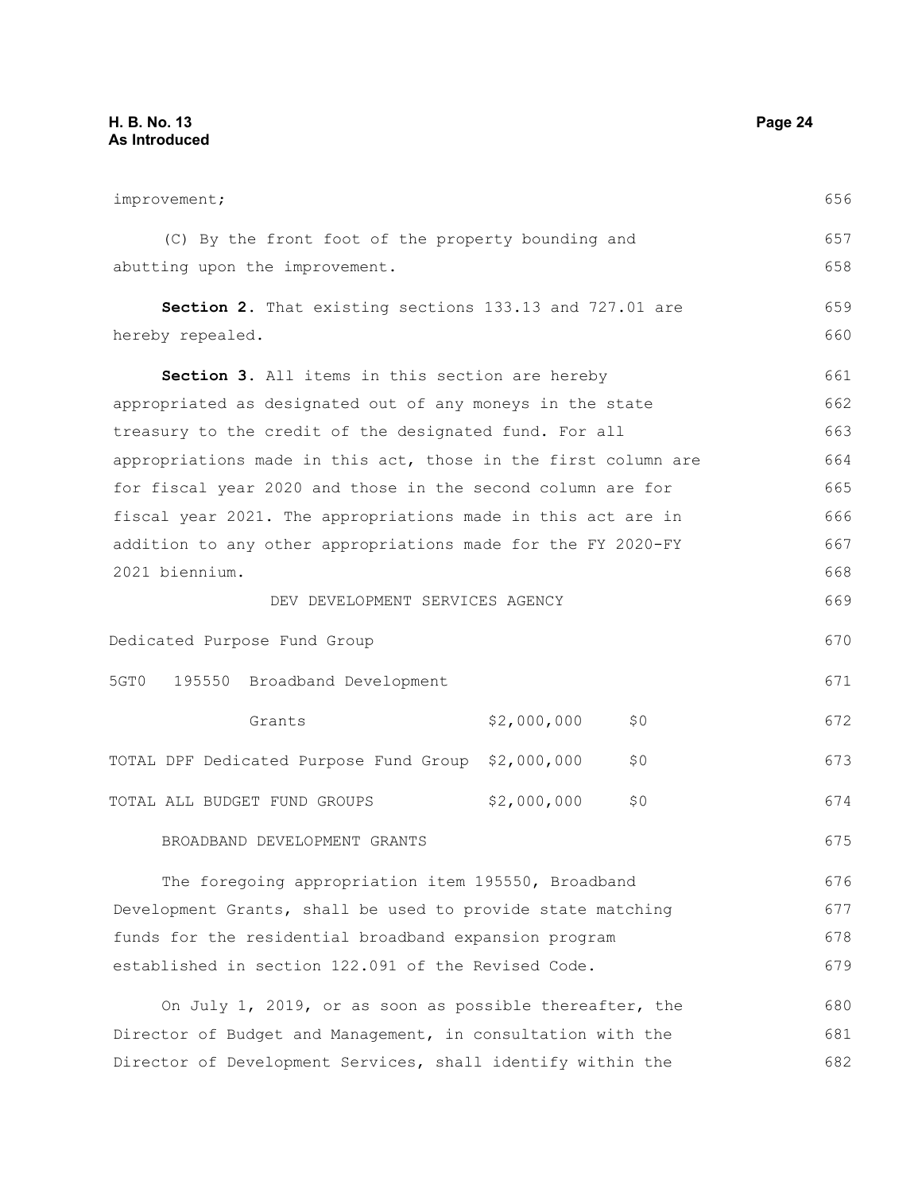improvement;

(C) By the front foot of the property bounding and abutting upon the improvement.

**Section 2.** That existing sections 133.13 and 727.01 are hereby repealed.

**Section 3.** All items in this section are hereby appropriated as designated out of any moneys in the state treasury to the credit of the designated fund. For all appropriations made in this act, those in the first column are for fiscal year 2020 and those in the second column are for fiscal year 2021. The appropriations made in this act are in addition to any other appropriations made for the FY 2020-FY 2021 biennium.

DEV DEVELOPMENT SERVICES AGENCY

| | | |
|---|---|---|
| Dedicated Purpose Fund Group | | |
| 5GT0 195550 Broadband Development Grants | $2,000,000 | $0 |
| TOTAL DPF Dedicated Purpose Fund Group | $2,000,000 | $0 |
| TOTAL ALL BUDGET FUND GROUPS | $2,000,000 | $0 |

BROADBAND DEVELOPMENT GRANTS

The foregoing appropriation item 195550, Broadband Development Grants, shall be used to provide state matching funds for the residential broadband expansion program established in section 122.091 of the Revised Code.

On July 1, 2019, or as soon as possible thereafter, the Director of Budget and Management, in consultation with the Director of Development Services, shall identify within the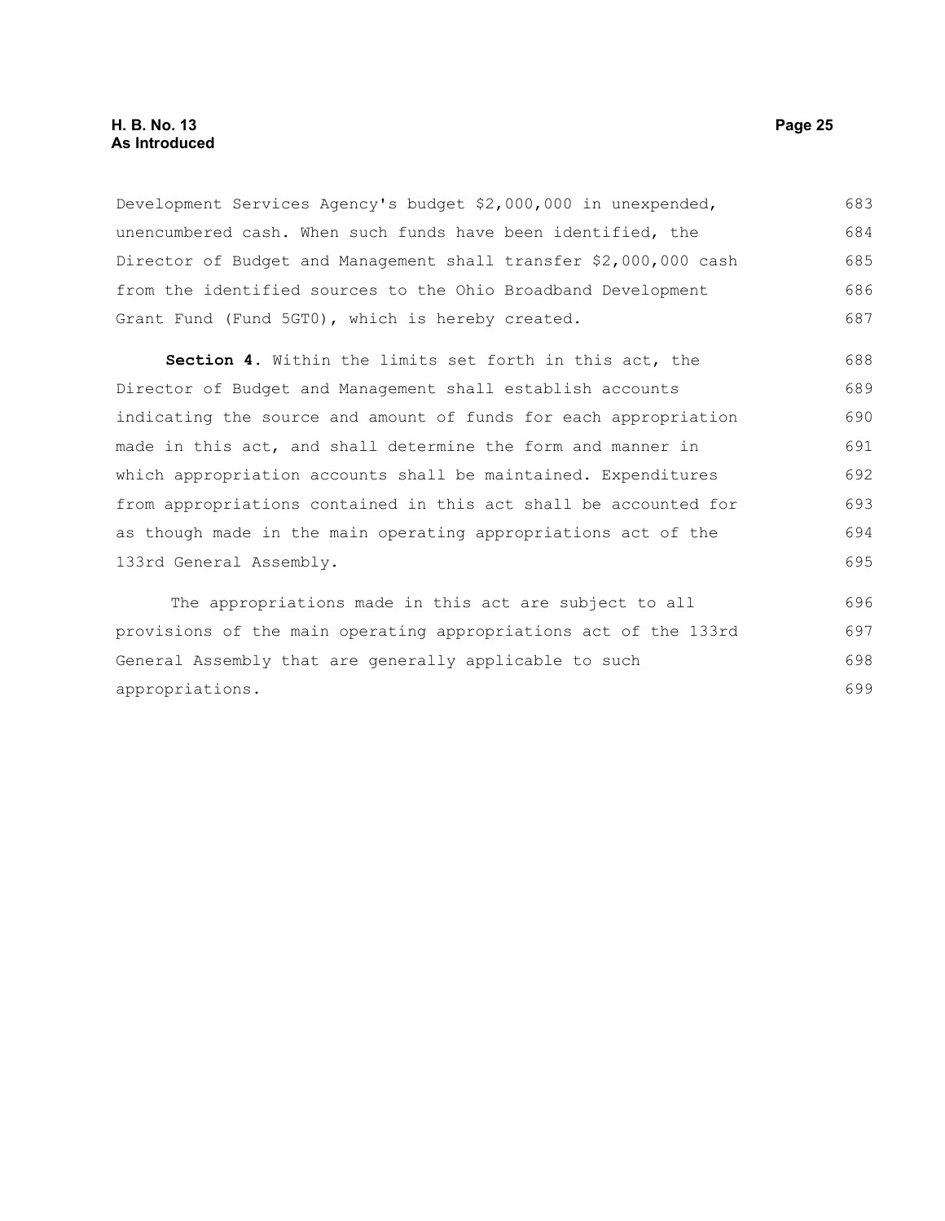Development Services Agency's budget $2,000,000 in unexpended, unencumbered cash. When such funds have been identified, the Director of Budget and Management shall transfer $2,000,000 cash from the identified sources to the Ohio Broadband Development Grant Fund (Fund 5GT0), which is hereby created.

**Section 4.** Within the limits set forth in this act, the Director of Budget and Management shall establish accounts indicating the source and amount of funds for each appropriation made in this act, and shall determine the form and manner in which appropriation accounts shall be maintained. Expenditures from appropriations contained in this act shall be accounted for as though made in the main operating appropriations act of the 133rd General Assembly.

The appropriations made in this act are subject to all provisions of the main operating appropriations act of the 133rd General Assembly that are generally applicable to such appropriations.